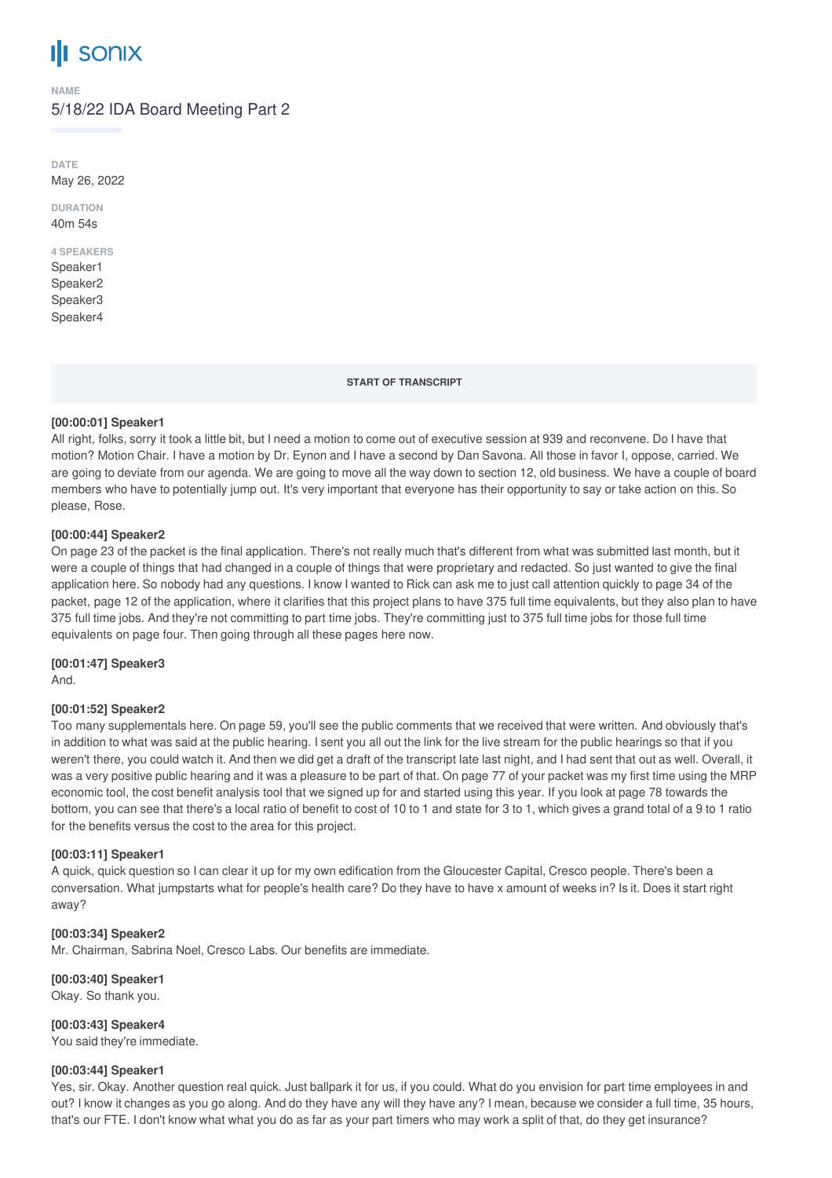# sonix

NAME

5/18/22 IDA Board Meeting Part 2

DATE

May 26, 2022

DURATION

40m 54s

4 SPEAKERS

Speaker1
Speaker2
Speaker3
Speaker4

START OF TRANSCRIPT

**[00:00:01] Speaker1**

All right, folks, sorry it took a little bit, but I need a motion to come out of executive session at 939 and reconvene. Do I have that motion? Motion Chair. I have a motion by Dr. Eynon and I have a second by Dan Savona. All those in favor I, oppose, carried. We are going to deviate from our agenda. We are going to move all the way down to section 12, old business. We have a couple of board members who have to potentially jump out. It's very important that everyone has their opportunity to say or take action on this. So please, Rose.

**[00:00:44] Speaker2**

On page 23 of the packet is the final application. There's not really much that's different from what was submitted last month, but it were a couple of things that had changed in a couple of things that were proprietary and redacted. So just wanted to give the final application here. So nobody had any questions. I know I wanted to Rick can ask me to just call attention quickly to page 34 of the packet, page 12 of the application, where it clarifies that this project plans to have 375 full time equivalents, but they also plan to have 375 full time jobs. And they're not committing to part time jobs. They're committing just to 375 full time jobs for those full time equivalents on page four. Then going through all these pages here now.

**[00:01:47] Speaker3**

And.

**[00:01:52] Speaker2**

Too many supplementals here. On page 59, you'll see the public comments that we received that were written. And obviously that's in addition to what was said at the public hearing. I sent you all out the link for the live stream for the public hearings so that if you weren't there, you could watch it. And then we did get a draft of the transcript late last night, and I had sent that out as well. Overall, it was a very positive public hearing and it was a pleasure to be part of that. On page 77 of your packet was my first time using the MRP economic tool, the cost benefit analysis tool that we signed up for and started using this year. If you look at page 78 towards the bottom, you can see that there's a local ratio of benefit to cost of 10 to 1 and state for 3 to 1, which gives a grand total of a 9 to 1 ratio for the benefits versus the cost to the area for this project.

**[00:03:11] Speaker1**

A quick, quick question so I can clear it up for my own edification from the Gloucester Capital, Cresco people. There's been a conversation. What jumpstarts what for people's health care? Do they have to have x amount of weeks in? Is it. Does it start right away?

**[00:03:34] Speaker2**

Mr. Chairman, Sabrina Noel, Cresco Labs. Our benefits are immediate.

**[00:03:40] Speaker1**

Okay. So thank you.

**[00:03:43] Speaker4**

You said they're immediate.

**[00:03:44] Speaker1**

Yes, sir. Okay. Another question real quick. Just ballpark it for us, if you could. What do you envision for part time employees in and out? I know it changes as you go along. And do they have any will they have any? I mean, because we consider a full time, 35 hours, that's our FTE. I don't know what what you do as far as your part timers who may work a split of that, do they get insurance?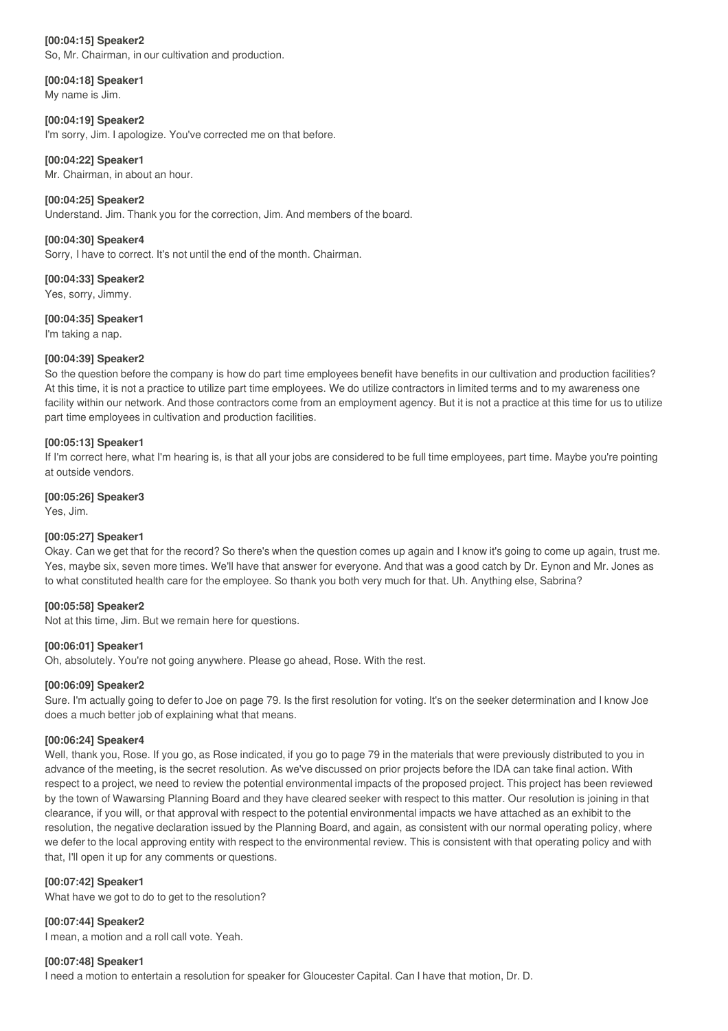**[00:04:15] Speaker2**
So, Mr. Chairman, in our cultivation and production.

**[00:04:18] Speaker1**
My name is Jim.

**[00:04:19] Speaker2**
I'm sorry, Jim. I apologize. You've corrected me on that before.

**[00:04:22] Speaker1**
Mr. Chairman, in about an hour.

**[00:04:25] Speaker2**
Understand. Jim. Thank you for the correction, Jim. And members of the board.

**[00:04:30] Speaker4**
Sorry, I have to correct. It's not until the end of the month. Chairman.

**[00:04:33] Speaker2**
Yes, sorry, Jimmy.

**[00:04:35] Speaker1**
I'm taking a nap.

**[00:04:39] Speaker2**
So the question before the company is how do part time employees benefit have benefits in our cultivation and production facilities? At this time, it is not a practice to utilize part time employees. We do utilize contractors in limited terms and to my awareness one facility within our network. And those contractors come from an employment agency. But it is not a practice at this time for us to utilize part time employees in cultivation and production facilities.

**[00:05:13] Speaker1**
If I'm correct here, what I'm hearing is, is that all your jobs are considered to be full time employees, part time. Maybe you're pointing at outside vendors.

**[00:05:26] Speaker3**
Yes, Jim.

**[00:05:27] Speaker1**
Okay. Can we get that for the record? So there's when the question comes up again and I know it's going to come up again, trust me. Yes, maybe six, seven more times. We'll have that answer for everyone. And that was a good catch by Dr. Eynon and Mr. Jones as to what constituted health care for the employee. So thank you both very much for that. Uh. Anything else, Sabrina?

**[00:05:58] Speaker2**
Not at this time, Jim. But we remain here for questions.

**[00:06:01] Speaker1**
Oh, absolutely. You're not going anywhere. Please go ahead, Rose. With the rest.

**[00:06:09] Speaker2**
Sure. I'm actually going to defer to Joe on page 79. Is the first resolution for voting. It's on the seeker determination and I know Joe does a much better job of explaining what that means.

**[00:06:24] Speaker4**
Well, thank you, Rose. If you go, as Rose indicated, if you go to page 79 in the materials that were previously distributed to you in advance of the meeting, is the secret resolution. As we've discussed on prior projects before the IDA can take final action. With respect to a project, we need to review the potential environmental impacts of the proposed project. This project has been reviewed by the town of Wawarsing Planning Board and they have cleared seeker with respect to this matter. Our resolution is joining in that clearance, if you will, or that approval with respect to the potential environmental impacts we have attached as an exhibit to the resolution, the negative declaration issued by the Planning Board, and again, as consistent with our normal operating policy, where we defer to the local approving entity with respect to the environmental review. This is consistent with that operating policy and with that, I'll open it up for any comments or questions.

**[00:07:42] Speaker1**
What have we got to do to get to the resolution?

**[00:07:44] Speaker2**
I mean, a motion and a roll call vote. Yeah.

**[00:07:48] Speaker1**
I need a motion to entertain a resolution for speaker for Gloucester Capital. Can I have that motion, Dr. D.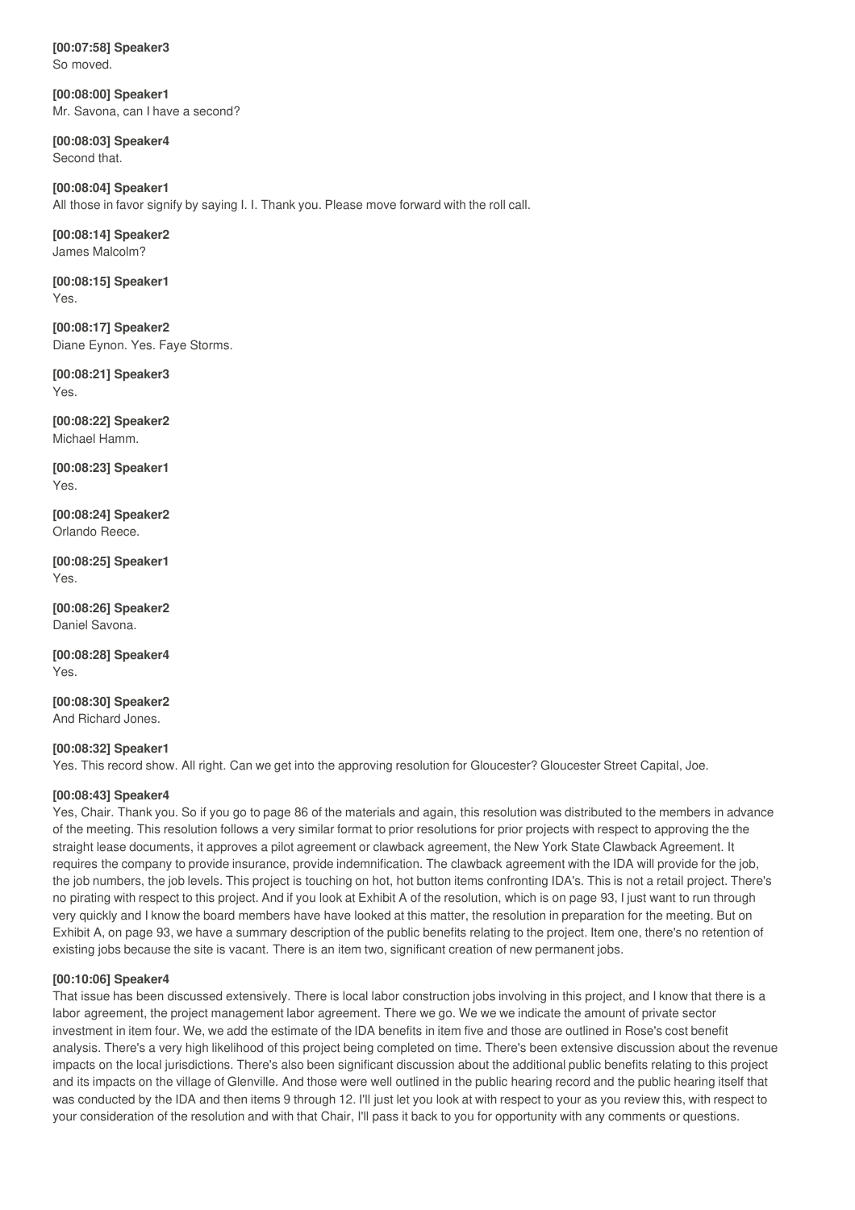**[00:07:58] Speaker3**
So moved.

**[00:08:00] Speaker1**
Mr. Savona, can I have a second?

**[00:08:03] Speaker4**
Second that.

**[00:08:04] Speaker1**
All those in favor signify by saying I. I. Thank you. Please move forward with the roll call.

**[00:08:14] Speaker2**
James Malcolm?

**[00:08:15] Speaker1**
Yes.

**[00:08:17] Speaker2**
Diane Eynon. Yes. Faye Storms.

**[00:08:21] Speaker3**
Yes.

**[00:08:22] Speaker2**
Michael Hamm.

**[00:08:23] Speaker1**
Yes.

**[00:08:24] Speaker2**
Orlando Reece.

**[00:08:25] Speaker1**
Yes.

**[00:08:26] Speaker2**
Daniel Savona.

**[00:08:28] Speaker4**
Yes.

**[00:08:30] Speaker2**
And Richard Jones.

**[00:08:32] Speaker1**
Yes. This record show. All right. Can we get into the approving resolution for Gloucester? Gloucester Street Capital, Joe.

**[00:08:43] Speaker4**
Yes, Chair. Thank you. So if you go to page 86 of the materials and again, this resolution was distributed to the members in advance of the meeting. This resolution follows a very similar format to prior resolutions for prior projects with respect to approving the the straight lease documents, it approves a pilot agreement or clawback agreement, the New York State Clawback Agreement. It requires the company to provide insurance, provide indemnification. The clawback agreement with the IDA will provide for the job, the job numbers, the job levels. This project is touching on hot, hot button items confronting IDA's. This is not a retail project. There's no pirating with respect to this project. And if you look at Exhibit A of the resolution, which is on page 93, I just want to run through very quickly and I know the board members have have looked at this matter, the resolution in preparation for the meeting. But on Exhibit A, on page 93, we have a summary description of the public benefits relating to the project. Item one, there's no retention of existing jobs because the site is vacant. There is an item two, significant creation of new permanent jobs.

**[00:10:06] Speaker4**
That issue has been discussed extensively. There is local labor construction jobs involving in this project, and I know that there is a labor agreement, the project management labor agreement. There we go. We we we indicate the amount of private sector investment in item four. We, we add the estimate of the IDA benefits in item five and those are outlined in Rose's cost benefit analysis. There's a very high likelihood of this project being completed on time. There's been extensive discussion about the revenue impacts on the local jurisdictions. There's also been significant discussion about the additional public benefits relating to this project and its impacts on the village of Glenville. And those were well outlined in the public hearing record and the public hearing itself that was conducted by the IDA and then items 9 through 12. I'll just let you look at with respect to your as you review this, with respect to your consideration of the resolution and with that Chair, I'll pass it back to you for opportunity with any comments or questions.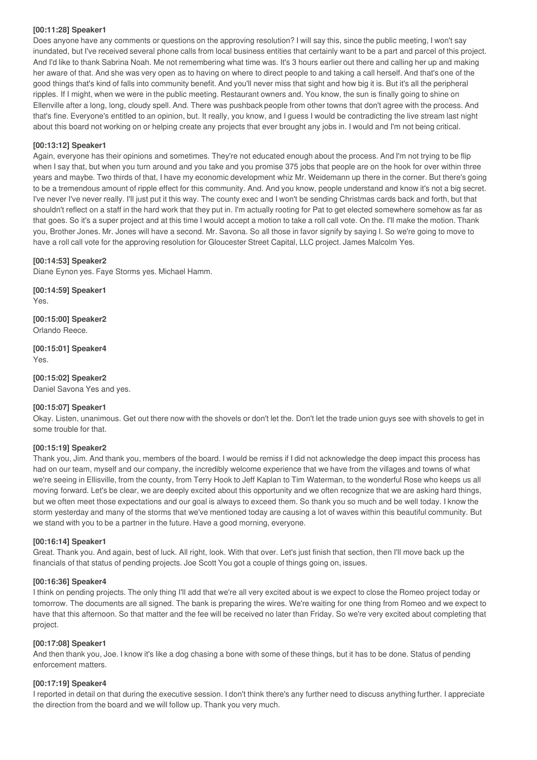**[00:11:28] Speaker1**

Does anyone have any comments or questions on the approving resolution? I will say this, since the public meeting, I won't say inundated, but I've received several phone calls from local business entities that certainly want to be a part and parcel of this project. And I'd like to thank Sabrina Noah. Me not remembering what time was. It's 3 hours earlier out there and calling her up and making her aware of that. And she was very open as to having on where to direct people to and taking a call herself. And that's one of the good things that's kind of falls into community benefit. And you'll never miss that sight and how big it is. But it's all the peripheral ripples. If I might, when we were in the public meeting. Restaurant owners and. You know, the sun is finally going to shine on Ellenville after a long, long, cloudy spell. And. There was pushback people from other towns that don't agree with the process. And that's fine. Everyone's entitled to an opinion, but. It really, you know, and I guess I would be contradicting the live stream last night about this board not working on or helping create any projects that ever brought any jobs in. I would and I'm not being critical.

**[00:13:12] Speaker1**

Again, everyone has their opinions and sometimes. They're not educated enough about the process. And I'm not trying to be flip when I say that, but when you turn around and you take and you promise 375 jobs that people are on the hook for over within three years and maybe. Two thirds of that, I have my economic development whiz Mr. Weidemann up there in the corner. But there's going to be a tremendous amount of ripple effect for this community. And. And you know, people understand and know it's not a big secret. I've never I've never really. I'll just put it this way. The county exec and I won't be sending Christmas cards back and forth, but that shouldn't reflect on a staff in the hard work that they put in. I'm actually rooting for Pat to get elected somewhere somehow as far as that goes. So it's a super project and at this time I would accept a motion to take a roll call vote. On the. I'll make the motion. Thank you, Brother Jones. Mr. Jones will have a second. Mr. Savona. So all those in favor signify by saying I. So we're going to move to have a roll call vote for the approving resolution for Gloucester Street Capital, LLC project. James Malcolm Yes.

**[00:14:53] Speaker2**

Diane Eynon yes. Faye Storms yes. Michael Hamm.

**[00:14:59] Speaker1**

Yes.

**[00:15:00] Speaker2**

Orlando Reece.

**[00:15:01] Speaker4**

Yes.

**[00:15:02] Speaker2**

Daniel Savona Yes and yes.

**[00:15:07] Speaker1**

Okay. Listen, unanimous. Get out there now with the shovels or don't let the. Don't let the trade union guys see with shovels to get in some trouble for that.

**[00:15:19] Speaker2**

Thank you, Jim. And thank you, members of the board. I would be remiss if I did not acknowledge the deep impact this process has had on our team, myself and our company, the incredibly welcome experience that we have from the villages and towns of what we're seeing in Ellisville, from the county, from Terry Hook to Jeff Kaplan to Tim Waterman, to the wonderful Rose who keeps us all moving forward. Let's be clear, we are deeply excited about this opportunity and we often recognize that we are asking hard things, but we often meet those expectations and our goal is always to exceed them. So thank you so much and be well today. I know the storm yesterday and many of the storms that we've mentioned today are causing a lot of waves within this beautiful community. But we stand with you to be a partner in the future. Have a good morning, everyone.

**[00:16:14] Speaker1**

Great. Thank you. And again, best of luck. All right, look. With that over. Let's just finish that section, then I'll move back up the financials of that status of pending projects. Joe Scott You got a couple of things going on, issues.

**[00:16:36] Speaker4**

I think on pending projects. The only thing I'll add that we're all very excited about is we expect to close the Romeo project today or tomorrow. The documents are all signed. The bank is preparing the wires. We're waiting for one thing from Romeo and we expect to have that this afternoon. So that matter and the fee will be received no later than Friday. So we're very excited about completing that project.

**[00:17:08] Speaker1**

And then thank you, Joe. I know it's like a dog chasing a bone with some of these things, but it has to be done. Status of pending enforcement matters.

**[00:17:19] Speaker4**

I reported in detail on that during the executive session. I don't think there's any further need to discuss anything further. I appreciate the direction from the board and we will follow up. Thank you very much.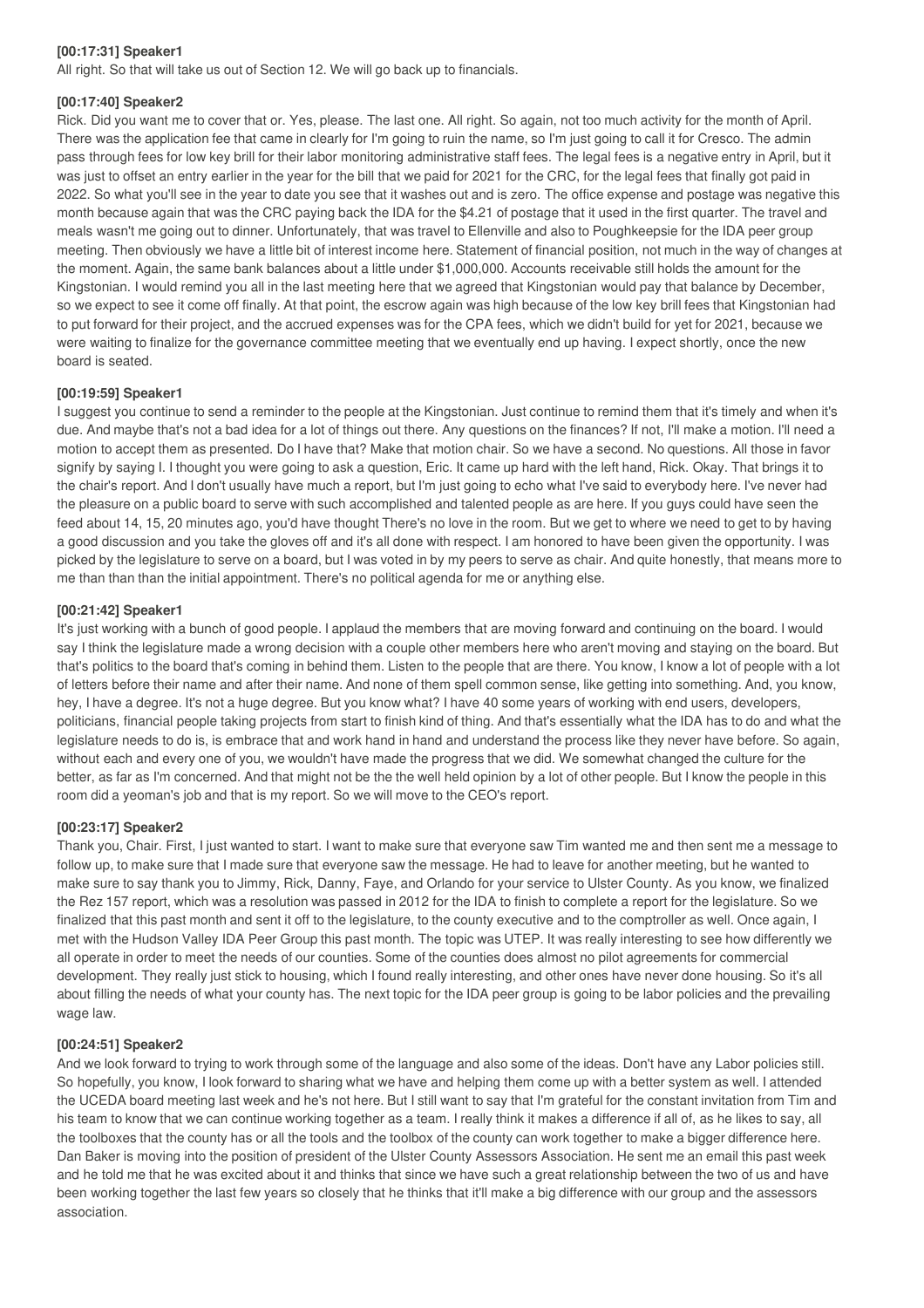**[00:17:31] Speaker1**

All right. So that will take us out of Section 12. We will go back up to financials.

**[00:17:40] Speaker2**

Rick. Did you want me to cover that or. Yes, please. The last one. All right. So again, not too much activity for the month of April. There was the application fee that came in clearly for I'm going to ruin the name, so I'm just going to call it for Cresco. The admin pass through fees for low key brill for their labor monitoring administrative staff fees. The legal fees is a negative entry in April, but it was just to offset an entry earlier in the year for the bill that we paid for 2021 for the CRC, for the legal fees that finally got paid in 2022. So what you'll see in the year to date you see that it washes out and is zero. The office expense and postage was negative this month because again that was the CRC paying back the IDA for the $4.21 of postage that it used in the first quarter. The travel and meals wasn't me going out to dinner. Unfortunately, that was travel to Ellenville and also to Poughkeepsie for the IDA peer group meeting. Then obviously we have a little bit of interest income here. Statement of financial position, not much in the way of changes at the moment. Again, the same bank balances about a little under $1,000,000. Accounts receivable still holds the amount for the Kingstonian. I would remind you all in the last meeting here that we agreed that Kingstonian would pay that balance by December, so we expect to see it come off finally. At that point, the escrow again was high because of the low key brill fees that Kingstonian had to put forward for their project, and the accrued expenses was for the CPA fees, which we didn't build for yet for 2021, because we were waiting to finalize for the governance committee meeting that we eventually end up having. I expect shortly, once the new board is seated.

**[00:19:59] Speaker1**

I suggest you continue to send a reminder to the people at the Kingstonian. Just continue to remind them that it's timely and when it's due. And maybe that's not a bad idea for a lot of things out there. Any questions on the finances? If not, I'll make a motion. I'll need a motion to accept them as presented. Do I have that? Make that motion chair. So we have a second. No questions. All those in favor signify by saying I. I thought you were going to ask a question, Eric. It came up hard with the left hand, Rick. Okay. That brings it to the chair's report. And I don't usually have much a report, but I'm just going to echo what I've said to everybody here. I've never had the pleasure on a public board to serve with such accomplished and talented people as are here. If you guys could have seen the feed about 14, 15, 20 minutes ago, you'd have thought There's no love in the room. But we get to where we need to get to by having a good discussion and you take the gloves off and it's all done with respect. I am honored to have been given the opportunity. I was picked by the legislature to serve on a board, but I was voted in by my peers to serve as chair. And quite honestly, that means more to me than than than the initial appointment. There's no political agenda for me or anything else.

**[00:21:42] Speaker1**

It's just working with a bunch of good people. I applaud the members that are moving forward and continuing on the board. I would say I think the legislature made a wrong decision with a couple other members here who aren't moving and staying on the board. But that's politics to the board that's coming in behind them. Listen to the people that are there. You know, I know a lot of people with a lot of letters before their name and after their name. And none of them spell common sense, like getting into something. And, you know, hey, I have a degree. It's not a huge degree. But you know what? I have 40 some years of working with end users, developers, politicians, financial people taking projects from start to finish kind of thing. And that's essentially what the IDA has to do and what the legislature needs to do is, is embrace that and work hand in hand and understand the process like they never have before. So again, without each and every one of you, we wouldn't have made the progress that we did. We somewhat changed the culture for the better, as far as I'm concerned. And that might not be the the well held opinion by a lot of other people. But I know the people in this room did a yeoman's job and that is my report. So we will move to the CEO's report.

**[00:23:17] Speaker2**

Thank you, Chair. First, I just wanted to start. I want to make sure that everyone saw Tim wanted me and then sent me a message to follow up, to make sure that I made sure that everyone saw the message. He had to leave for another meeting, but he wanted to make sure to say thank you to Jimmy, Rick, Danny, Faye, and Orlando for your service to Ulster County. As you know, we finalized the Rez 157 report, which was a resolution was passed in 2012 for the IDA to finish to complete a report for the legislature. So we finalized that this past month and sent it off to the legislature, to the county executive and to the comptroller as well. Once again, I met with the Hudson Valley IDA Peer Group this past month. The topic was UTEP. It was really interesting to see how differently we all operate in order to meet the needs of our counties. Some of the counties does almost no pilot agreements for commercial development. They really just stick to housing, which I found really interesting, and other ones have never done housing. So it's all about filling the needs of what your county has. The next topic for the IDA peer group is going to be labor policies and the prevailing wage law.

**[00:24:51] Speaker2**

And we look forward to trying to work through some of the language and also some of the ideas. Don't have any Labor policies still. So hopefully, you know, I look forward to sharing what we have and helping them come up with a better system as well. I attended the UCEDA board meeting last week and he's not here. But I still want to say that I'm grateful for the constant invitation from Tim and his team to know that we can continue working together as a team. I really think it makes a difference if all of, as he likes to say, all the toolboxes that the county has or all the tools and the toolbox of the county can work together to make a bigger difference here. Dan Baker is moving into the position of president of the Ulster County Assessors Association. He sent me an email this past week and he told me that he was excited about it and thinks that since we have such a great relationship between the two of us and have been working together the last few years so closely that he thinks that it'll make a big difference with our group and the assessors association.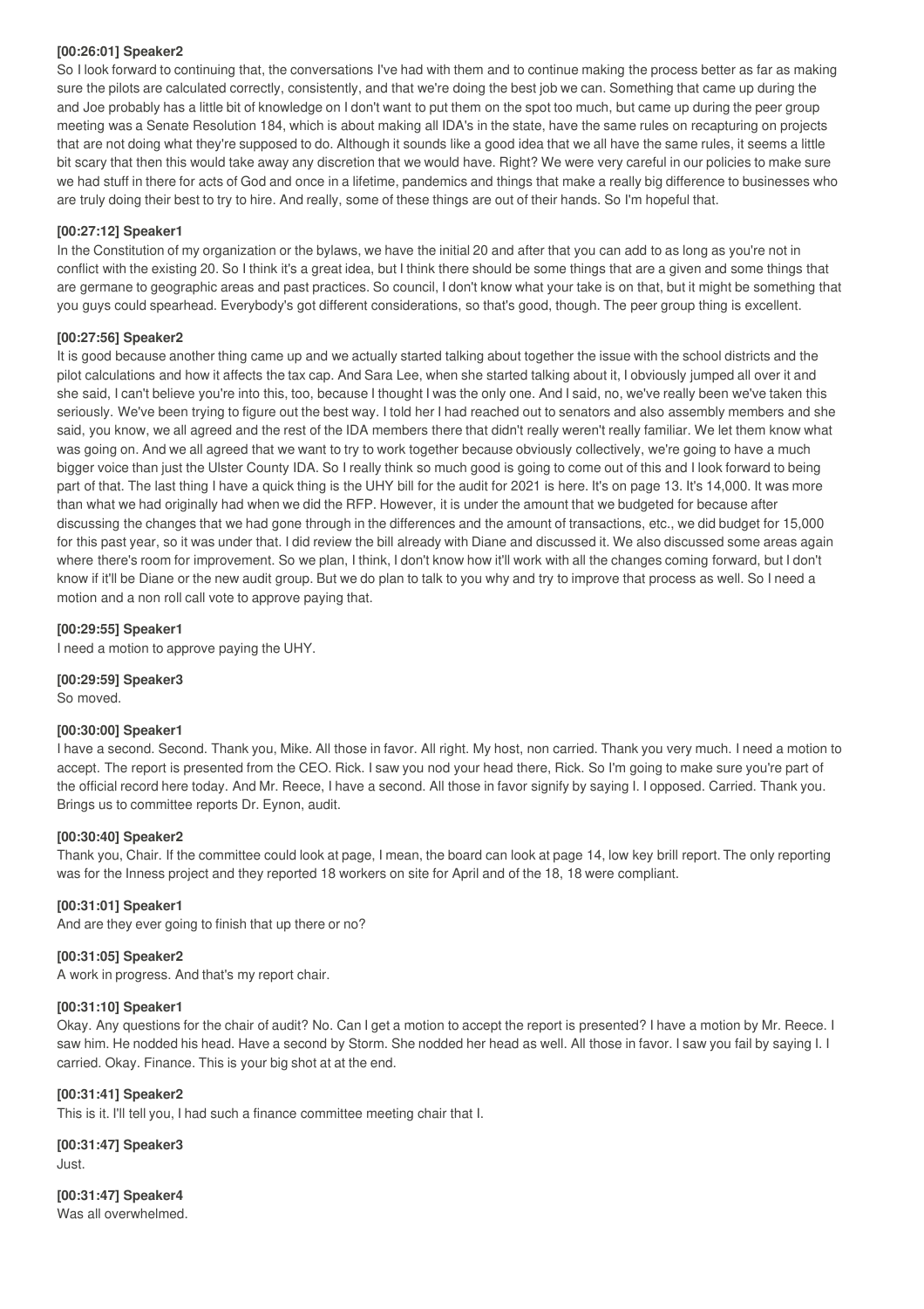**[00:26:01] Speaker2**
So I look forward to continuing that, the conversations I've had with them and to continue making the process better as far as making sure the pilots are calculated correctly, consistently, and that we're doing the best job we can. Something that came up during the and Joe probably has a little bit of knowledge on I don't want to put them on the spot too much, but came up during the peer group meeting was a Senate Resolution 184, which is about making all IDA's in the state, have the same rules on recapturing on projects that are not doing what they're supposed to do. Although it sounds like a good idea that we all have the same rules, it seems a little bit scary that then this would take away any discretion that we would have. Right? We were very careful in our policies to make sure we had stuff in there for acts of God and once in a lifetime, pandemics and things that make a really big difference to businesses who are truly doing their best to try to hire. And really, some of these things are out of their hands. So I'm hopeful that.

**[00:27:12] Speaker1**
In the Constitution of my organization or the bylaws, we have the initial 20 and after that you can add to as long as you're not in conflict with the existing 20. So I think it's a great idea, but I think there should be some things that are a given and some things that are germane to geographic areas and past practices. So council, I don't know what your take is on that, but it might be something that you guys could spearhead. Everybody's got different considerations, so that's good, though. The peer group thing is excellent.

**[00:27:56] Speaker2**
It is good because another thing came up and we actually started talking about together the issue with the school districts and the pilot calculations and how it affects the tax cap. And Sara Lee, when she started talking about it, I obviously jumped all over it and she said, I can't believe you're into this, too, because I thought I was the only one. And I said, no, we've really been we've taken this seriously. We've been trying to figure out the best way. I told her I had reached out to senators and also assembly members and she said, you know, we all agreed and the rest of the IDA members there that didn't really weren't really familiar. We let them know what was going on. And we all agreed that we want to try to work together because obviously collectively, we're going to have a much bigger voice than just the Ulster County IDA. So I really think so much good is going to come out of this and I look forward to being part of that. The last thing I have a quick thing is the UHY bill for the audit for 2021 is here. It's on page 13. It's 14,000. It was more than what we had originally had when we did the RFP. However, it is under the amount that we budgeted for because after discussing the changes that we had gone through in the differences and the amount of transactions, etc., we did budget for 15,000 for this past year, so it was under that. I did review the bill already with Diane and discussed it. We also discussed some areas again where there's room for improvement. So we plan, I think, I don't know how it'll work with all the changes coming forward, but I don't know if it'll be Diane or the new audit group. But we do plan to talk to you why and try to improve that process as well. So I need a motion and a non roll call vote to approve paying that.

**[00:29:55] Speaker1**
I need a motion to approve paying the UHY.

**[00:29:59] Speaker3**
So moved.

**[00:30:00] Speaker1**
I have a second. Second. Thank you, Mike. All those in favor. All right. My host, non carried. Thank you very much. I need a motion to accept. The report is presented from the CEO. Rick. I saw you nod your head there, Rick. So I'm going to make sure you're part of the official record here today. And Mr. Reece, I have a second. All those in favor signify by saying I. I opposed. Carried. Thank you. Brings us to committee reports Dr. Eynon, audit.

**[00:30:40] Speaker2**
Thank you, Chair. If the committee could look at page, I mean, the board can look at page 14, low key brill report. The only reporting was for the Inness project and they reported 18 workers on site for April and of the 18, 18 were compliant.

**[00:31:01] Speaker1**
And are they ever going to finish that up there or no?

**[00:31:05] Speaker2**
A work in progress. And that's my report chair.

**[00:31:10] Speaker1**
Okay. Any questions for the chair of audit? No. Can I get a motion to accept the report is presented? I have a motion by Mr. Reece. I saw him. He nodded his head. Have a second by Storm. She nodded her head as well. All those in favor. I saw you fail by saying I. I carried. Okay. Finance. This is your big shot at at the end.

**[00:31:41] Speaker2**
This is it. I'll tell you, I had such a finance committee meeting chair that I.

**[00:31:47] Speaker3**
Just.

**[00:31:47] Speaker4**
Was all overwhelmed.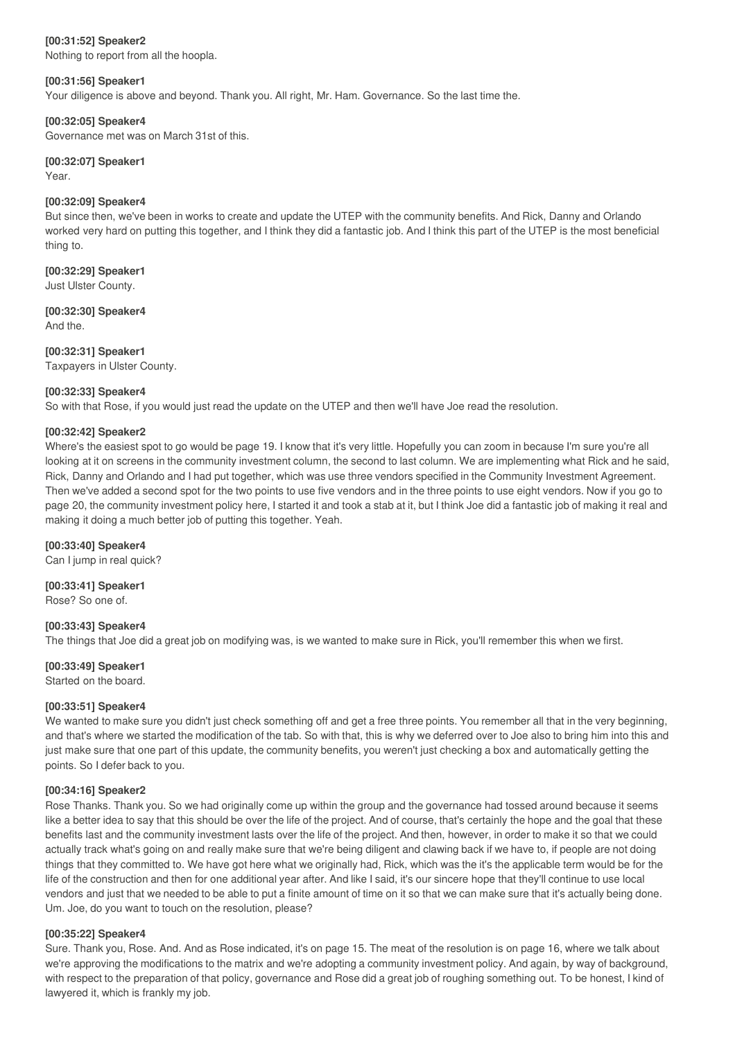**[00:31:52] Speaker2**

Nothing to report from all the hoopla.

**[00:31:56] Speaker1**

Your diligence is above and beyond. Thank you. All right, Mr. Ham. Governance. So the last time the.

**[00:32:05] Speaker4**

Governance met was on March 31st of this.

**[00:32:07] Speaker1**

Year.

**[00:32:09] Speaker4**

But since then, we've been in works to create and update the UTEP with the community benefits. And Rick, Danny and Orlando worked very hard on putting this together, and I think they did a fantastic job. And I think this part of the UTEP is the most beneficial thing to.

**[00:32:29] Speaker1**

Just Ulster County.

**[00:32:30] Speaker4**

And the.

**[00:32:31] Speaker1**

Taxpayers in Ulster County.

**[00:32:33] Speaker4**

So with that Rose, if you would just read the update on the UTEP and then we'll have Joe read the resolution.

**[00:32:42] Speaker2**

Where's the easiest spot to go would be page 19. I know that it's very little. Hopefully you can zoom in because I'm sure you're all looking at it on screens in the community investment column, the second to last column. We are implementing what Rick and he said, Rick, Danny and Orlando and I had put together, which was use three vendors specified in the Community Investment Agreement. Then we've added a second spot for the two points to use five vendors and in the three points to use eight vendors. Now if you go to page 20, the community investment policy here, I started it and took a stab at it, but I think Joe did a fantastic job of making it real and making it doing a much better job of putting this together. Yeah.

**[00:33:40] Speaker4**

Can I jump in real quick?

**[00:33:41] Speaker1**

Rose? So one of.

**[00:33:43] Speaker4**

The things that Joe did a great job on modifying was, is we wanted to make sure in Rick, you'll remember this when we first.

**[00:33:49] Speaker1**

Started on the board.

**[00:33:51] Speaker4**

We wanted to make sure you didn't just check something off and get a free three points. You remember all that in the very beginning, and that's where we started the modification of the tab. So with that, this is why we deferred over to Joe also to bring him into this and just make sure that one part of this update, the community benefits, you weren't just checking a box and automatically getting the points. So I defer back to you.

**[00:34:16] Speaker2**

Rose Thanks. Thank you. So we had originally come up within the group and the governance had tossed around because it seems like a better idea to say that this should be over the life of the project. And of course, that's certainly the hope and the goal that these benefits last and the community investment lasts over the life of the project. And then, however, in order to make it so that we could actually track what's going on and really make sure that we're being diligent and clawing back if we have to, if people are not doing things that they committed to. We have got here what we originally had, Rick, which was the it's the applicable term would be for the life of the construction and then for one additional year after. And like I said, it's our sincere hope that they'll continue to use local vendors and just that we needed to be able to put a finite amount of time on it so that we can make sure that it's actually being done. Um. Joe, do you want to touch on the resolution, please?

**[00:35:22] Speaker4**

Sure. Thank you, Rose. And. And as Rose indicated, it's on page 15. The meat of the resolution is on page 16, where we talk about we're approving the modifications to the matrix and we're adopting a community investment policy. And again, by way of background, with respect to the preparation of that policy, governance and Rose did a great job of roughing something out. To be honest, I kind of lawyered it, which is frankly my job.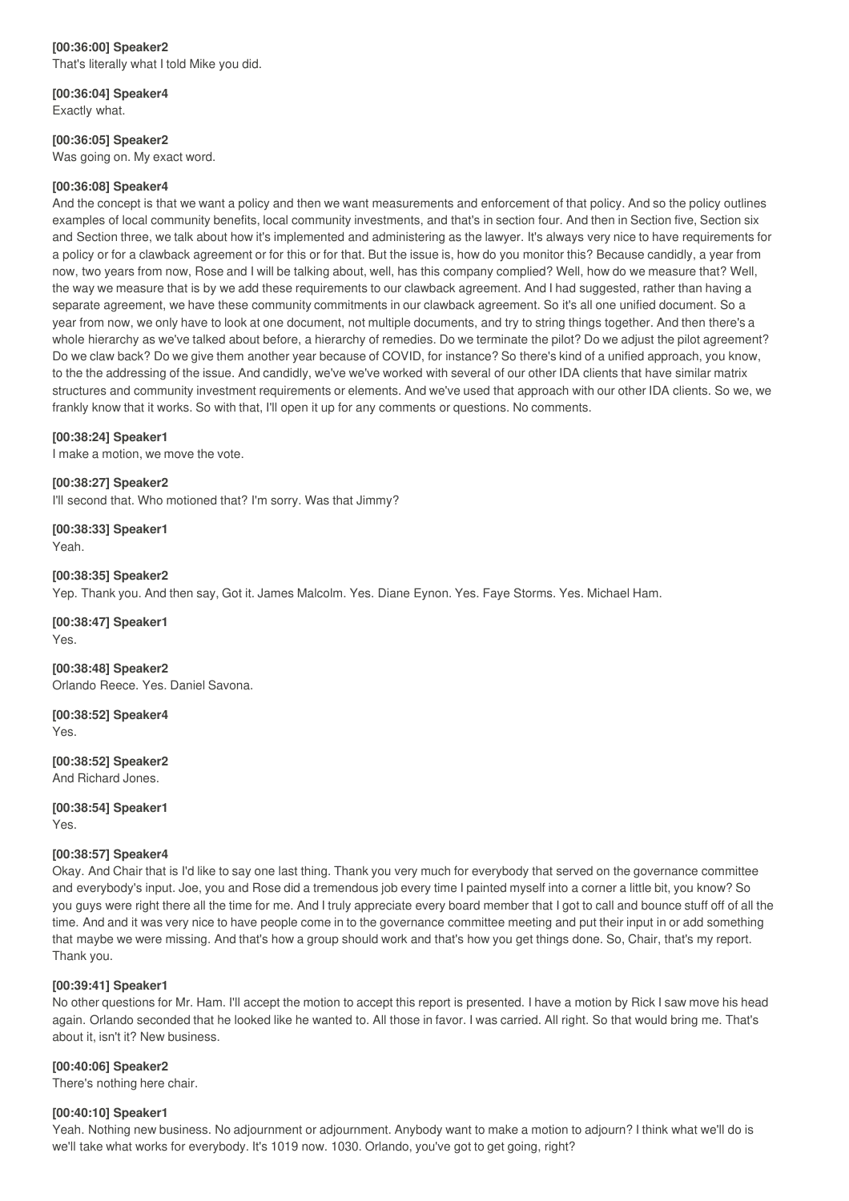**[00:36:00] Speaker2**
That's literally what I told Mike you did.

**[00:36:04] Speaker4**
Exactly what.

**[00:36:05] Speaker2**
Was going on. My exact word.

**[00:36:08] Speaker4**
And the concept is that we want a policy and then we want measurements and enforcement of that policy. And so the policy outlines examples of local community benefits, local community investments, and that's in section four. And then in Section five, Section six and Section three, we talk about how it's implemented and administering as the lawyer. It's always very nice to have requirements for a policy or for a clawback agreement or for this or for that. But the issue is, how do you monitor this? Because candidly, a year from now, two years from now, Rose and I will be talking about, well, has this company complied? Well, how do we measure that? Well, the way we measure that is by we add these requirements to our clawback agreement. And I had suggested, rather than having a separate agreement, we have these community commitments in our clawback agreement. So it's all one unified document. So a year from now, we only have to look at one document, not multiple documents, and try to string things together. And then there's a whole hierarchy as we've talked about before, a hierarchy of remedies. Do we terminate the pilot? Do we adjust the pilot agreement? Do we claw back? Do we give them another year because of COVID, for instance? So there's kind of a unified approach, you know, to the the addressing of the issue. And candidly, we've we've worked with several of our other IDA clients that have similar matrix structures and community investment requirements or elements. And we've used that approach with our other IDA clients. So we, we frankly know that it works. So with that, I'll open it up for any comments or questions. No comments.

**[00:38:24] Speaker1**
I make a motion, we move the vote.

**[00:38:27] Speaker2**
I'll second that. Who motioned that? I'm sorry. Was that Jimmy?

**[00:38:33] Speaker1**
Yeah.

**[00:38:35] Speaker2**
Yep. Thank you. And then say, Got it. James Malcolm. Yes. Diane Eynon. Yes. Faye Storms. Yes. Michael Ham.

**[00:38:47] Speaker1**
Yes.

**[00:38:48] Speaker2**
Orlando Reece. Yes. Daniel Savona.

**[00:38:52] Speaker4**
Yes.

**[00:38:52] Speaker2**
And Richard Jones.

**[00:38:54] Speaker1**
Yes.

**[00:38:57] Speaker4**
Okay. And Chair that is I'd like to say one last thing. Thank you very much for everybody that served on the governance committee and everybody's input. Joe, you and Rose did a tremendous job every time I painted myself into a corner a little bit, you know? So you guys were right there all the time for me. And I truly appreciate every board member that I got to call and bounce stuff off of all the time. And and it was very nice to have people come in to the governance committee meeting and put their input in or add something that maybe we were missing. And that's how a group should work and that's how you get things done. So, Chair, that's my report. Thank you.

**[00:39:41] Speaker1**
No other questions for Mr. Ham. I'll accept the motion to accept this report is presented. I have a motion by Rick I saw move his head again. Orlando seconded that he looked like he wanted to. All those in favor. I was carried. All right. So that would bring me. That's about it, isn't it? New business.

**[00:40:06] Speaker2**
There's nothing here chair.

**[00:40:10] Speaker1**
Yeah. Nothing new business. No adjournment or adjournment. Anybody want to make a motion to adjourn? I think what we'll do is we'll take what works for everybody. It's 1019 now. 1030. Orlando, you've got to get going, right?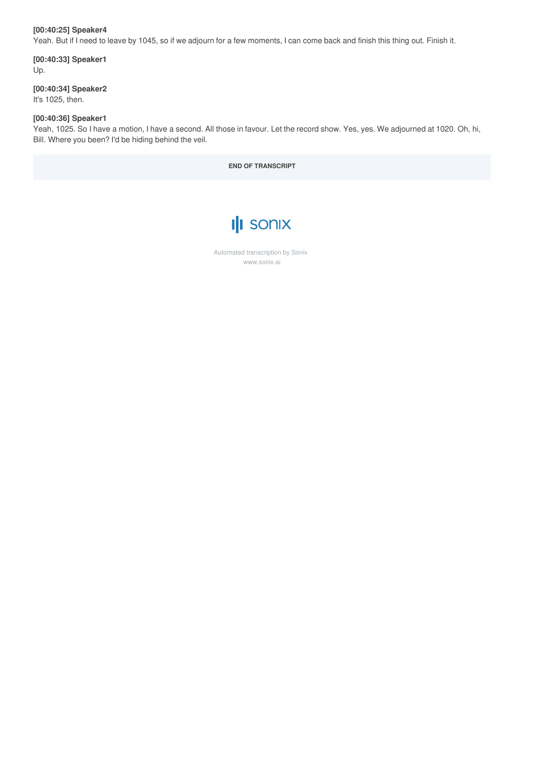**[00:40:25] Speaker4**
Yeah. But if I need to leave by 1045, so if we adjourn for a few moments, I can come back and finish this thing out. Finish it.

**[00:40:33] Speaker1**
Up.

**[00:40:34] Speaker2**
It's 1025, then.

**[00:40:36] Speaker1**
Yeah, 1025. So I have a motion, I have a second. All those in favour. Let the record show. Yes, yes. We adjourned at 1020. Oh, hi, Bill. Where you been? I'd be hiding behind the veil.

**END OF TRANSCRIPT**

sonix

Automated transcription by Sonix
www.sonix.ai